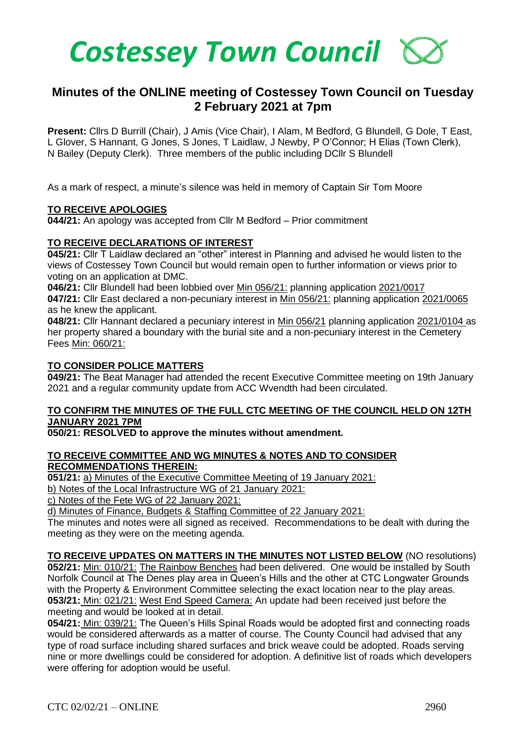# *Costessey Town Council*

## Minutes of the ONLINE meeting of Costessey Town Council on Tuesday 2 February 2021 at 7pm

**Present:** Cllrs D Burrill (Chair), J Amis (Vice Chair), I Alam, M Bedford, G Blundell, G Dole, T East, L Glover, S Hannant, G Jones, S Jones, T Laidlaw, J Newby, P O'Connor; H Elias (Town Clerk), N Bailey (Deputy Clerk). Three members of the public including DCllr S Blundell

As a mark of respect, a minute's silence was held in memory of Captain Sir Tom Moore

**TO RECEIVE APOLOGIES**

**044/21:** An apology was accepted from Cllr M Bedford – Prior commitment

**TO RECEIVE DECLARATIONS OF INTEREST**

**045/21:** Cllr T Laidlaw declared an "other" interest in Planning and advised he would listen to the views of Costessey Town Council but would remain open to further information or views prior to voting on an application at DMC.

**046/21:** Cllr Blundell had been lobbied over Min 056/21: planning application 2021/0017

**047/21:** Cllr East declared a non-pecuniary interest in Min 056/21: planning application 2021/0065 as he knew the applicant.

**048/21:** Cllr Hannant declared a pecuniary interest in Min 056/21 planning application 2021/0104 as her property shared a boundary with the burial site and a non-pecuniary interest in the Cemetery Fees Min: 060/21:

**TO CONSIDER POLICE MATTERS**

**049/21:** The Beat Manager had attended the recent Executive Committee meeting on 19th January 2021 and a regular community update from ACC Wvendth had been circulated.

**TO CONFIRM THE MINUTES OF THE FULL CTC MEETING OF THE COUNCIL HELD ON 12TH JANUARY 2021 7PM**

**050/21: RESOLVED to approve the minutes without amendment.**

**TO RECEIVE COMMITTEE AND WG MINUTES & NOTES AND TO CONSIDER RECOMMENDATIONS THEREIN:**

**051/21:** a) Minutes of the Executive Committee Meeting of 19 January 2021:

b) Notes of the Local Infrastructure WG of 21 January 2021:

c) Notes of the Fete WG of 22 January 2021:

d) Minutes of Finance, Budgets & Staffing Committee of 22 January 2021:

The minutes and notes were all signed as received. Recommendations to be dealt with during the meeting as they were on the meeting agenda.

**TO RECEIVE UPDATES ON MATTERS IN THE MINUTES NOT LISTED BELOW** (NO resolutions)

**052/21:** Min: 010/21: The Rainbow Benches had been delivered. One would be installed by South Norfolk Council at The Denes play area in Queen's Hills and the other at CTC Longwater Grounds with the Property & Environment Committee selecting the exact location near to the play areas.

**053/21:** Min: 021/21: West End Speed Camera: An update had been received just before the meeting and would be looked at in detail.

**054/21:** Min: 039/21: The Queen's Hills Spinal Roads would be adopted first and connecting roads would be considered afterwards as a matter of course. The County Council had advised that any type of road surface including shared surfaces and brick weave could be adopted. Roads serving nine or more dwellings could be considered for adoption. A definitive list of roads which developers were offering for adoption would be useful.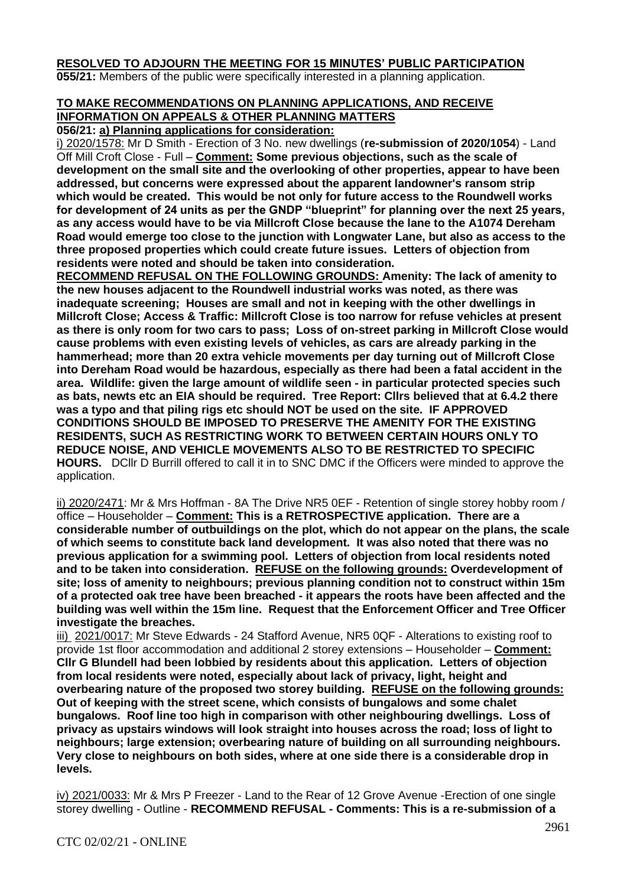**RESOLVED TO ADJOURN THE MEETING FOR 15 MINUTES' PUBLIC PARTICIPATION**

**055/21:** Members of the public were specifically interested in a planning application.

**TO MAKE RECOMMENDATIONS ON PLANNING APPLICATIONS, AND RECEIVE INFORMATION ON APPEALS & OTHER PLANNING MATTERS**

**056/21: a) Planning applications for consideration:**

i) 2020/1578: Mr D Smith - Erection of 3 No. new dwellings (**re-submission of 2020/1054**) - Land Off Mill Croft Close - Full – **Comment: Some previous objections, such as the scale of development on the small site and the overlooking of other properties, appear to have been addressed, but concerns were expressed about the apparent landowner's ransom strip which would be created. This would be not only for future access to the Roundwell works for development of 24 units as per the GNDP "blueprint" for planning over the next 25 years, as any access would have to be via Millcroft Close because the lane to the A1074 Dereham Road would emerge too close to the junction with Longwater Lane, but also as access to the three proposed properties which could create future issues. Letters of objection from residents were noted and should be taken into consideration.**

**RECOMMEND REFUSAL ON THE FOLLOWING GROUNDS: Amenity: The lack of amenity to the new houses adjacent to the Roundwell industrial works was noted, as there was inadequate screening; Houses are small and not in keeping with the other dwellings in Millcroft Close; Access & Traffic: Millcroft Close is too narrow for refuse vehicles at present as there is only room for two cars to pass; Loss of on-street parking in Millcroft Close would cause problems with even existing levels of vehicles, as cars are already parking in the hammerhead; more than 20 extra vehicle movements per day turning out of Millcroft Close into Dereham Road would be hazardous, especially as there had been a fatal accident in the area. Wildlife: given the large amount of wildlife seen - in particular protected species such as bats, newts etc an EIA should be required. Tree Report: Cllrs believed that at 6.4.2 there was a typo and that piling rigs etc should NOT be used on the site. IF APPROVED CONDITIONS SHOULD BE IMPOSED TO PRESERVE THE AMENITY FOR THE EXISTING RESIDENTS, SUCH AS RESTRICTING WORK TO BETWEEN CERTAIN HOURS ONLY TO REDUCE NOISE, AND VEHICLE MOVEMENTS ALSO TO BE RESTRICTED TO SPECIFIC HOURS.** DCllr D Burrill offered to call it in to SNC DMC if the Officers were minded to approve the application.

ii) 2020/2471: Mr & Mrs Hoffman - 8A The Drive NR5 0EF - Retention of single storey hobby room / office – Householder – **Comment: This is a RETROSPECTIVE application. There are a considerable number of outbuildings on the plot, which do not appear on the plans, the scale of which seems to constitute back land development. It was also noted that there was no previous application for a swimming pool. Letters of objection from local residents noted and to be taken into consideration. REFUSE on the following grounds: Overdevelopment of site; loss of amenity to neighbours; previous planning condition not to construct within 15m of a protected oak tree have been breached - it appears the roots have been affected and the building was well within the 15m line. Request that the Enforcement Officer and Tree Officer investigate the breaches.**

iii) 2021/0017: Mr Steve Edwards - 24 Stafford Avenue, NR5 0QF - Alterations to existing roof to provide 1st floor accommodation and additional 2 storey extensions – Householder – **Comment: Cllr G Blundell had been lobbied by residents about this application. Letters of objection from local residents were noted, especially about lack of privacy, light, height and overbearing nature of the proposed two storey building. REFUSE on the following grounds: Out of keeping with the street scene, which consists of bungalows and some chalet bungalows. Roof line too high in comparison with other neighbouring dwellings. Loss of privacy as upstairs windows will look straight into houses across the road; loss of light to neighbours; large extension; overbearing nature of building on all surrounding neighbours. Very close to neighbours on both sides, where at one side there is a considerable drop in levels.**

iv) 2021/0033: Mr & Mrs P Freezer - Land to the Rear of 12 Grove Avenue -Erection of one single storey dwelling - Outline - **RECOMMEND REFUSAL - Comments: This is a re-submission of a**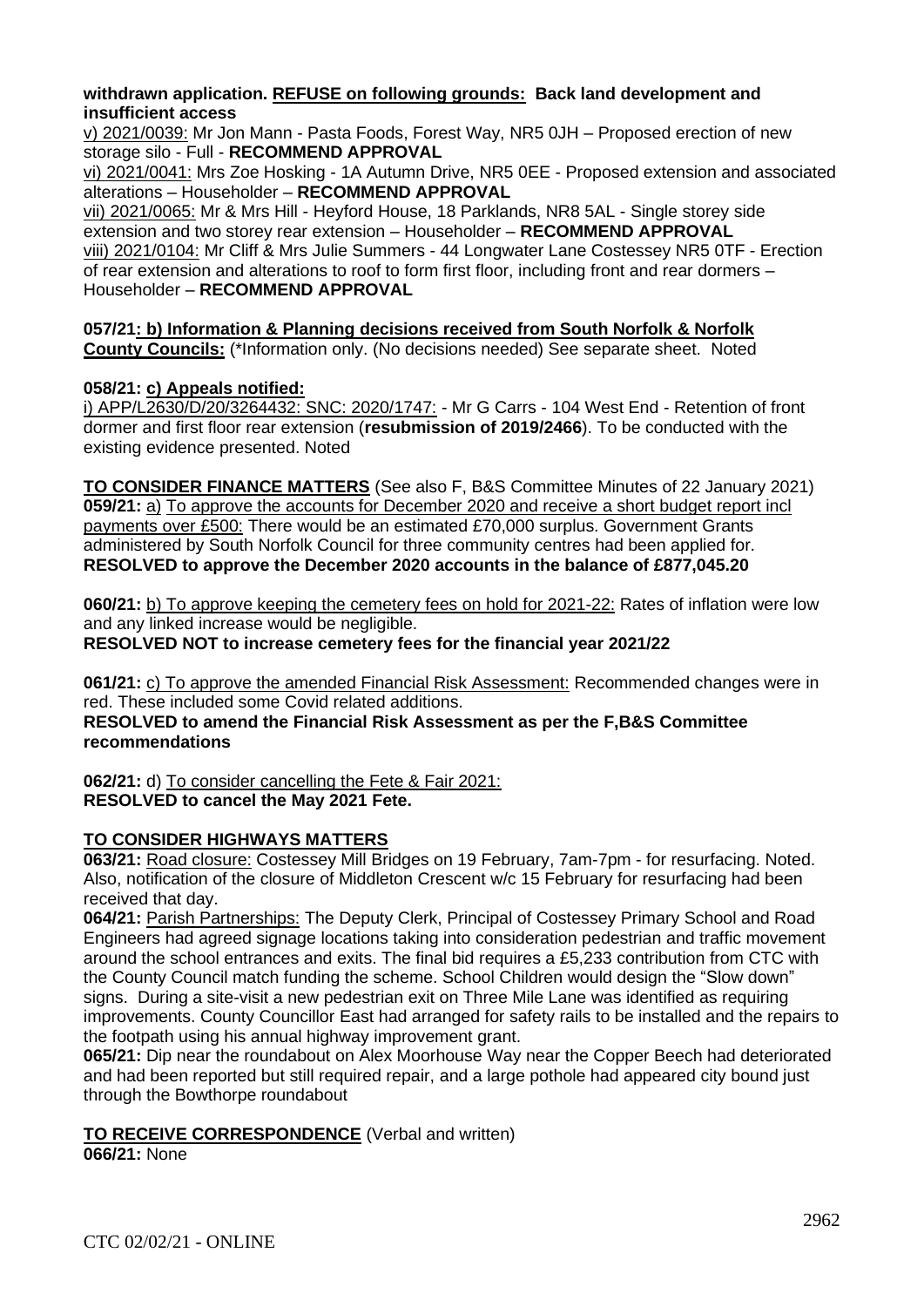**withdrawn application. REFUSE on following grounds: Back land development and insufficient access**

v) 2021/0039: Mr Jon Mann - Pasta Foods, Forest Way, NR5 0JH – Proposed erection of new storage silo - Full - **RECOMMEND APPROVAL**

vi) 2021/0041: Mrs Zoe Hosking - 1A Autumn Drive, NR5 0EE - Proposed extension and associated alterations – Householder – **RECOMMEND APPROVAL**

vii) 2021/0065: Mr & Mrs Hill - Heyford House, 18 Parklands, NR8 5AL - Single storey side extension and two storey rear extension – Householder – **RECOMMEND APPROVAL**

viii) 2021/0104: Mr Cliff & Mrs Julie Summers - 44 Longwater Lane Costessey NR5 0TF - Erection of rear extension and alterations to roof to form first floor, including front and rear dormers – Householder – **RECOMMEND APPROVAL**

**057/21: b) Information & Planning decisions received from South Norfolk & Norfolk County Councils:** (*Information only. (No decisions needed) See separate sheet. Noted

**058/21: c) Appeals notified:**

i) APP/L2630/D/20/3264432: SNC: 2020/1747: - Mr G Carrs - 104 West End - Retention of front dormer and first floor rear extension (**resubmission of 2019/2466**). To be conducted with the existing evidence presented. Noted

**TO CONSIDER FINANCE MATTERS** (See also F, B&S Committee Minutes of 22 January 2021)

**059/21:** a) To approve the accounts for December 2020 and receive a short budget report incl payments over £500: There would be an estimated £70,000 surplus. Government Grants administered by South Norfolk Council for three community centres had been applied for. **RESOLVED to approve the December 2020 accounts in the balance of £877,045.20**

**060/21:** b) To approve keeping the cemetery fees on hold for 2021-22: Rates of inflation were low and any linked increase would be negligible.
**RESOLVED NOT to increase cemetery fees for the financial year 2021/22**

**061/21:** c) To approve the amended Financial Risk Assessment: Recommended changes were in red. These included some Covid related additions.
**RESOLVED to amend the Financial Risk Assessment as per the F,B&S Committee recommendations**

**062/21:** d) To consider cancelling the Fete & Fair 2021:
**RESOLVED to cancel the May 2021 Fete.**

**TO CONSIDER HIGHWAYS MATTERS**

**063/21:** Road closure: Costessey Mill Bridges on 19 February, 7am-7pm - for resurfacing. Noted. Also, notification of the closure of Middleton Crescent w/c 15 February for resurfacing had been received that day.

**064/21:** Parish Partnerships: The Deputy Clerk, Principal of Costessey Primary School and Road Engineers had agreed signage locations taking into consideration pedestrian and traffic movement around the school entrances and exits. The final bid requires a £5,233 contribution from CTC with the County Council match funding the scheme. School Children would design the "Slow down" signs. During a site-visit a new pedestrian exit on Three Mile Lane was identified as requiring improvements. County Councillor East had arranged for safety rails to be installed and the repairs to the footpath using his annual highway improvement grant.

**065/21:** Dip near the roundabout on Alex Moorhouse Way near the Copper Beech had deteriorated and had been reported but still required repair, and a large pothole had appeared city bound just through the Bowthorpe roundabout

**TO RECEIVE CORRESPONDENCE** (Verbal and written)

**066/21:** None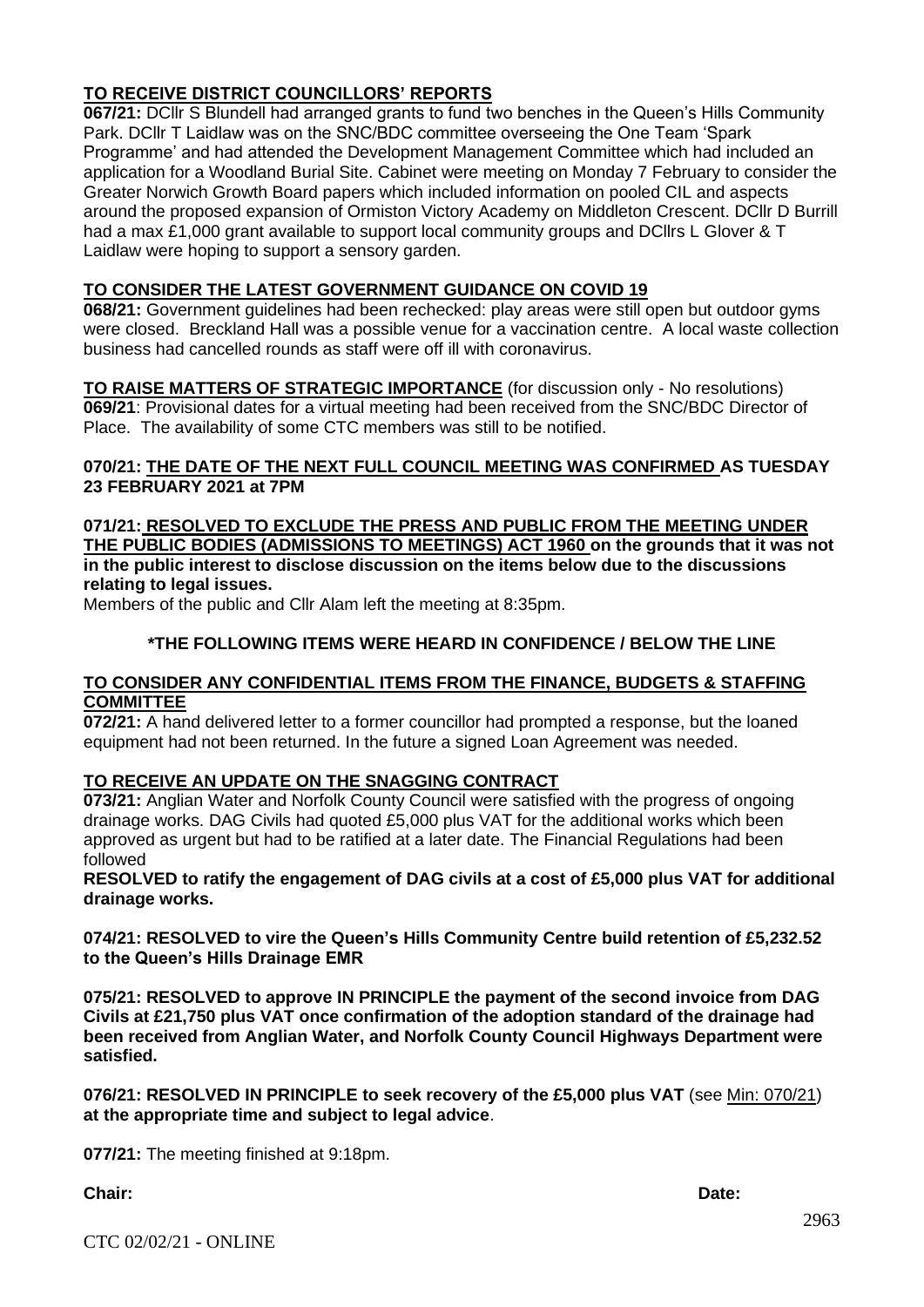**TO RECEIVE DISTRICT COUNCILLORS' REPORTS**

**067/21:** DCllr S Blundell had arranged grants to fund two benches in the Queen's Hills Community Park. DCllr T Laidlaw was on the SNC/BDC committee overseeing the One Team 'Spark Programme' and had attended the Development Management Committee which had included an application for a Woodland Burial Site. Cabinet were meeting on Monday 7 February to consider the Greater Norwich Growth Board papers which included information on pooled CIL and aspects around the proposed expansion of Ormiston Victory Academy on Middleton Crescent. DCllr D Burrill had a max £1,000 grant available to support local community groups and DCllrs L Glover & T Laidlaw were hoping to support a sensory garden.

**TO CONSIDER THE LATEST GOVERNMENT GUIDANCE ON COVID 19**

**068/21:** Government guidelines had been rechecked: play areas were still open but outdoor gyms were closed. Breckland Hall was a possible venue for a vaccination centre. A local waste collection business had cancelled rounds as staff were off ill with coronavirus.

**TO RAISE MATTERS OF STRATEGIC IMPORTANCE** (for discussion only - No resolutions)

**069/21**: Provisional dates for a virtual meeting had been received from the SNC/BDC Director of Place. The availability of some CTC members was still to be notified.

**070/21: THE DATE OF THE NEXT FULL COUNCIL MEETING WAS CONFIRMED AS TUESDAY 23 FEBRUARY 2021 at 7PM**

**071/21: RESOLVED TO EXCLUDE THE PRESS AND PUBLIC FROM THE MEETING UNDER THE PUBLIC BODIES (ADMISSIONS TO MEETINGS) ACT 1960 on the grounds that it was not in the public interest to disclose discussion on the items below due to the discussions relating to legal issues.**

Members of the public and Cllr Alam left the meeting at 8:35pm.

**\*THE FOLLOWING ITEMS WERE HEARD IN CONFIDENCE / BELOW THE LINE**

**TO CONSIDER ANY CONFIDENTIAL ITEMS FROM THE FINANCE, BUDGETS & STAFFING COMMITTEE**

**072/21:** A hand delivered letter to a former councillor had prompted a response, but the loaned equipment had not been returned. In the future a signed Loan Agreement was needed.

**TO RECEIVE AN UPDATE ON THE SNAGGING CONTRACT**

**073/21:** Anglian Water and Norfolk County Council were satisfied with the progress of ongoing drainage works. DAG Civils had quoted £5,000 plus VAT for the additional works which been approved as urgent but had to be ratified at a later date. The Financial Regulations had been followed

**RESOLVED to ratify the engagement of DAG civils at a cost of £5,000 plus VAT for additional drainage works.**

**074/21: RESOLVED to vire the Queen's Hills Community Centre build retention of £5,232.52 to the Queen's Hills Drainage EMR**

**075/21: RESOLVED to approve IN PRINCIPLE the payment of the second invoice from DAG Civils at £21,750 plus VAT once confirmation of the adoption standard of the drainage had been received from Anglian Water, and Norfolk County Council Highways Department were satisfied.**

**076/21: RESOLVED IN PRINCIPLE to seek recovery of the £5,000 plus VAT** (see Min: 070/21) **at the appropriate time and subject to legal advice**.

**077/21:** The meeting finished at 9:18pm.

**Chair:** **Date:**

CTC 02/02/21 - ONLINE